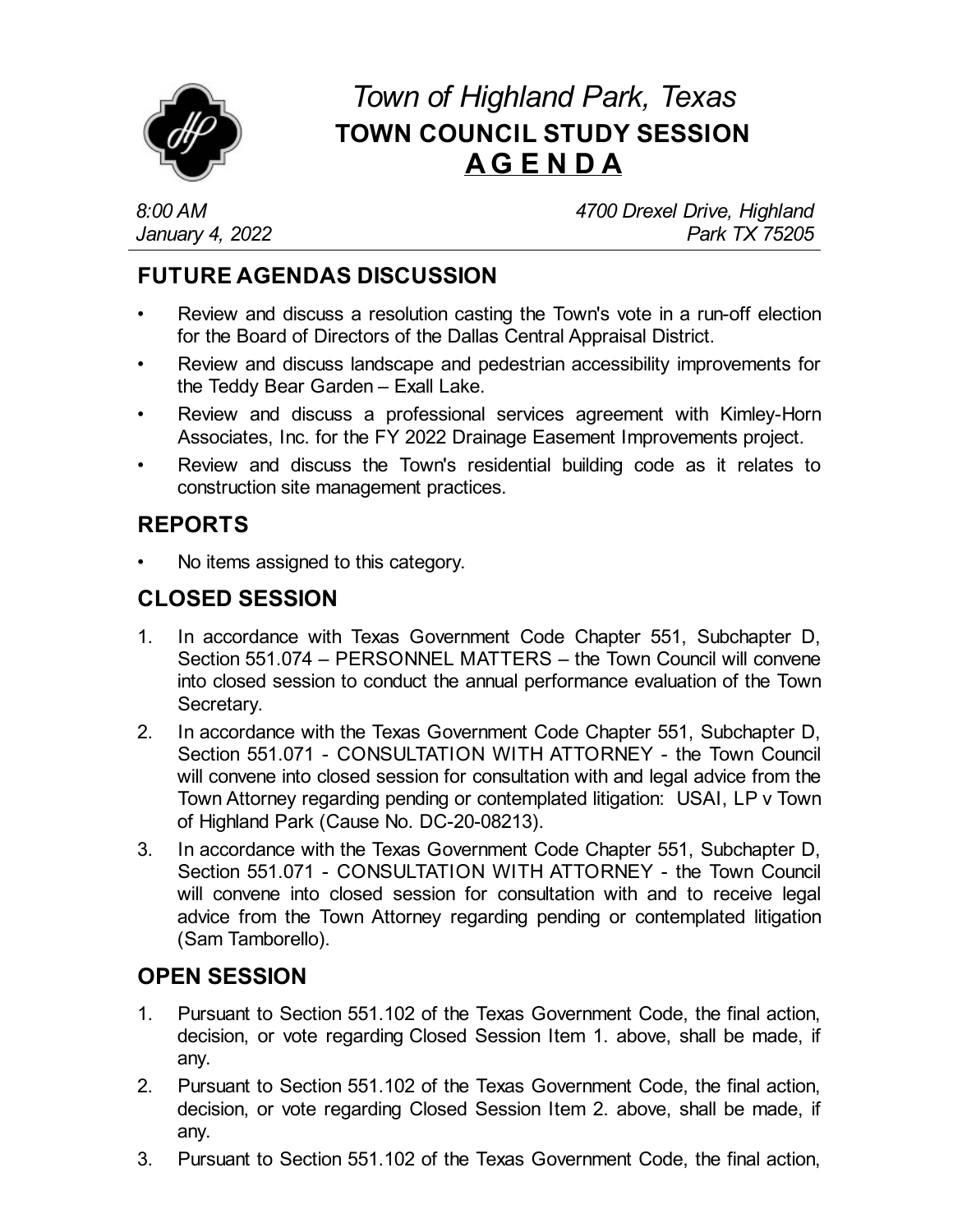# *Town of Highland Park, Texas*

## TOWN COUNCIL STUDY SESSION

## A G E N D A

*8:00 AM*
*January 4, 2022*

*4700 Drexel Drive, Highland Park TX 75205*

## FUTURE AGENDAS DISCUSSION

- Review and discuss a resolution casting the Town's vote in a run-off election for the Board of Directors of the Dallas Central Appraisal District.
- Review and discuss landscape and pedestrian accessibility improvements for the Teddy Bear Garden – Exall Lake.
- Review and discuss a professional services agreement with Kimley-Horn Associates, Inc. for the FY 2022 Drainage Easement Improvements project.
- Review and discuss the Town's residential building code as it relates to construction site management practices.

## REPORTS

- No items assigned to this category.

## CLOSED SESSION

1. In accordance with Texas Government Code Chapter 551, Subchapter D, Section 551.074 – PERSONNEL MATTERS – the Town Council will convene into closed session to conduct the annual performance evaluation of the Town Secretary.
2. In accordance with the Texas Government Code Chapter 551, Subchapter D, Section 551.071 - CONSULTATION WITH ATTORNEY - the Town Council will convene into closed session for consultation with and legal advice from the Town Attorney regarding pending or contemplated litigation: USAI, LP v Town of Highland Park (Cause No. DC-20-08213).
3. In accordance with the Texas Government Code Chapter 551, Subchapter D, Section 551.071 - CONSULTATION WITH ATTORNEY - the Town Council will convene into closed session for consultation with and to receive legal advice from the Town Attorney regarding pending or contemplated litigation (Sam Tamborello).

## OPEN SESSION

1. Pursuant to Section 551.102 of the Texas Government Code, the final action, decision, or vote regarding Closed Session Item 1. above, shall be made, if any.
2. Pursuant to Section 551.102 of the Texas Government Code, the final action, decision, or vote regarding Closed Session Item 2. above, shall be made, if any.
3. Pursuant to Section 551.102 of the Texas Government Code, the final action,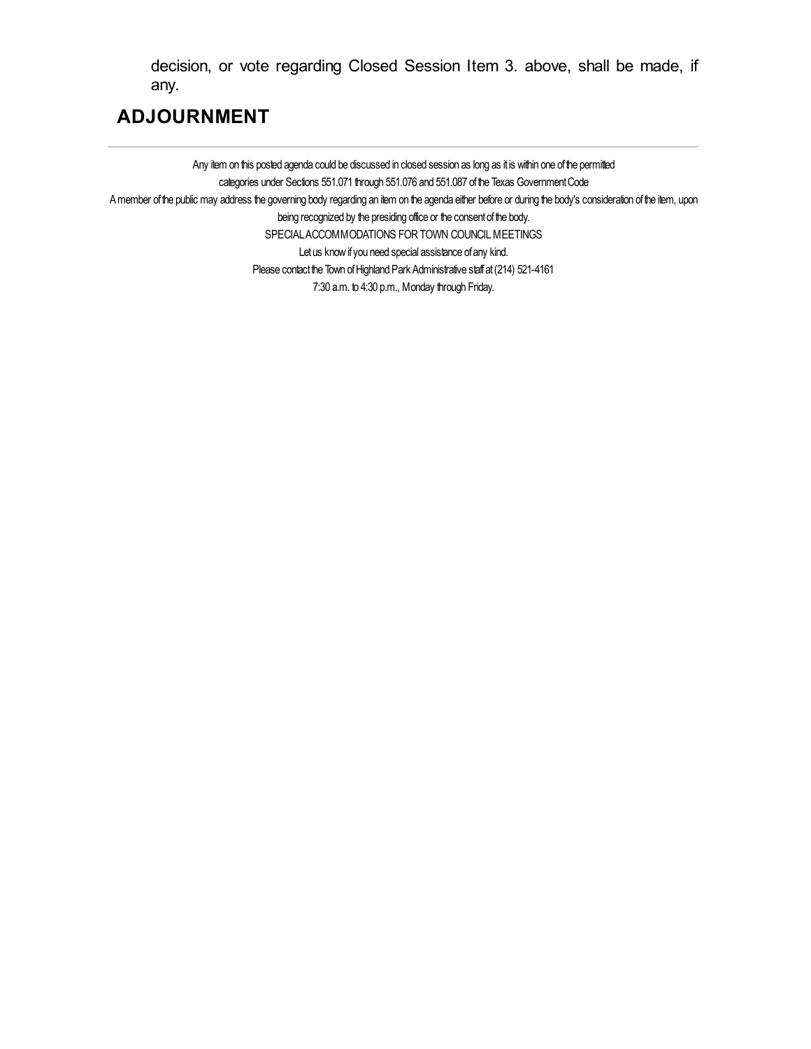decision, or vote regarding Closed Session Item 3. above, shall be made, if any.

## ADJOURNMENT

---

Any item on this posted agenda could be discussed in closed session as long as it is within one of the permitted categories under Sections 551.071 through 551.076 and 551.087 of the Texas Government Code

A member of the public may address the governing body regarding an item on the agenda either before or during the body's consideration of the item, upon being recognized by the presiding office or the consent of the body.

SPECIAL ACCOMMODATIONS FOR TOWN COUNCIL MEETINGS

Let us know if you need special assistance of any kind.

Please contact the Town of Highland Park Administrative staff at (214) 521-4161

7:30 a.m. to 4:30 p.m., Monday through Friday.